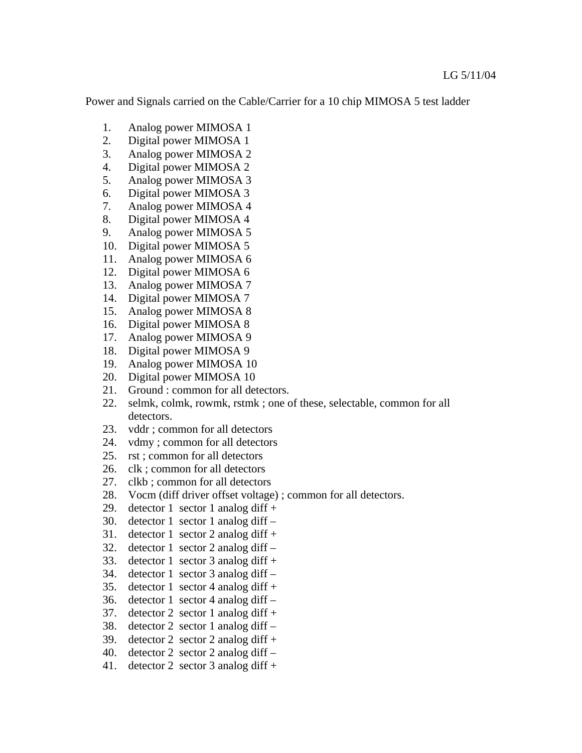LG 5/11/04

Power and Signals carried on the Cable/Carrier for a 10 chip MIMOSA 5 test ladder

1. Analog power MIMOSA 1
2. Digital power MIMOSA 1
3. Analog power MIMOSA 2
4. Digital power MIMOSA 2
5. Analog power MIMOSA 3
6. Digital power MIMOSA 3
7. Analog power MIMOSA 4
8. Digital power MIMOSA 4
9. Analog power MIMOSA 5
10. Digital power MIMOSA 5
11. Analog power MIMOSA 6
12. Digital power MIMOSA 6
13. Analog power MIMOSA 7
14. Digital power MIMOSA 7
15. Analog power MIMOSA 8
16. Digital power MIMOSA 8
17. Analog power MIMOSA 9
18. Digital power MIMOSA 9
19. Analog power MIMOSA 10
20. Digital power MIMOSA 10
21. Ground : common for all detectors.
22. selmk, colmk, rowmk, rstmk ; one of these, selectable, common for all detectors.
23. vddr ; common for all detectors
24. vdmy ; common for all detectors
25. rst ; common for all detectors
26. clk ; common for all detectors
27. clkb ; common for all detectors
28. Vocm (diff driver offset voltage) ; common for all detectors.
29. detector 1 sector 1 analog diff +
30. detector 1 sector 1 analog diff –
31. detector 1 sector 2 analog diff +
32. detector 1 sector 2 analog diff –
33. detector 1 sector 3 analog diff +
34. detector 1 sector 3 analog diff –
35. detector 1 sector 4 analog diff +
36. detector 1 sector 4 analog diff –
37. detector 2 sector 1 analog diff +
38. detector 2 sector 1 analog diff –
39. detector 2 sector 2 analog diff +
40. detector 2 sector 2 analog diff –
41. detector 2 sector 3 analog diff +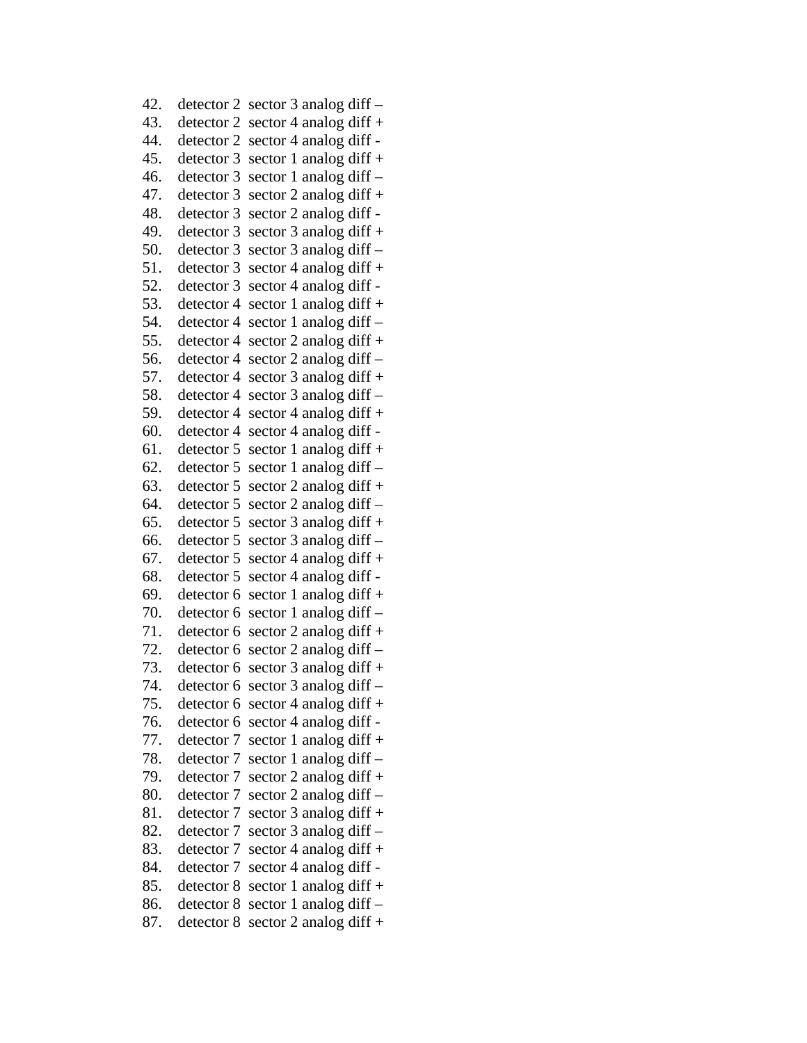42. detector 2  sector 3 analog diff –
43. detector 2  sector 4 analog diff +
44. detector 2  sector 4 analog diff -
45. detector 3  sector 1 analog diff +
46. detector 3  sector 1 analog diff –
47. detector 3  sector 2 analog diff +
48. detector 3  sector 2 analog diff -
49. detector 3  sector 3 analog diff +
50. detector 3  sector 3 analog diff –
51. detector 3  sector 4 analog diff +
52. detector 3  sector 4 analog diff -
53. detector 4  sector 1 analog diff +
54. detector 4  sector 1 analog diff –
55. detector 4  sector 2 analog diff +
56. detector 4  sector 2 analog diff –
57. detector 4  sector 3 analog diff +
58. detector 4  sector 3 analog diff –
59. detector 4  sector 4 analog diff +
60. detector 4  sector 4 analog diff -
61. detector 5  sector 1 analog diff +
62. detector 5  sector 1 analog diff –
63. detector 5  sector 2 analog diff +
64. detector 5  sector 2 analog diff –
65. detector 5  sector 3 analog diff +
66. detector 5  sector 3 analog diff –
67. detector 5  sector 4 analog diff +
68. detector 5  sector 4 analog diff -
69. detector 6  sector 1 analog diff +
70. detector 6  sector 1 analog diff –
71. detector 6  sector 2 analog diff +
72. detector 6  sector 2 analog diff –
73. detector 6  sector 3 analog diff +
74. detector 6  sector 3 analog diff –
75. detector 6  sector 4 analog diff +
76. detector 6  sector 4 analog diff -
77. detector 7  sector 1 analog diff +
78. detector 7  sector 1 analog diff –
79. detector 7  sector 2 analog diff +
80. detector 7  sector 2 analog diff –
81. detector 7  sector 3 analog diff +
82. detector 7  sector 3 analog diff –
83. detector 7  sector 4 analog diff +
84. detector 7  sector 4 analog diff -
85. detector 8  sector 1 analog diff +
86. detector 8  sector 1 analog diff –
87. detector 8  sector 2 analog diff +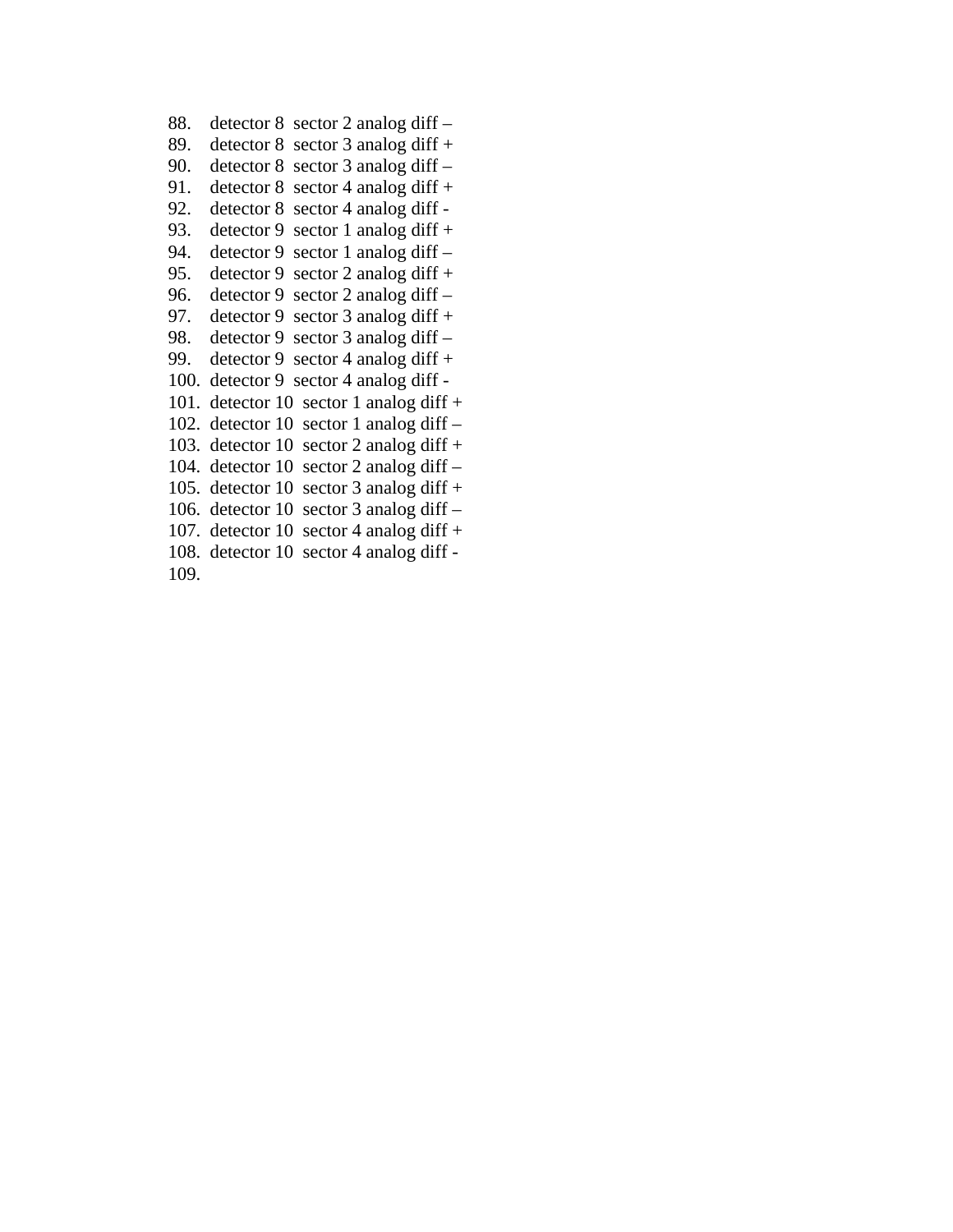88. detector 8  sector 2 analog diff –
89. detector 8  sector 3 analog diff +
90. detector 8  sector 3 analog diff –
91. detector 8  sector 4 analog diff +
92. detector 8  sector 4 analog diff -
93. detector 9  sector 1 analog diff +
94. detector 9  sector 1 analog diff –
95. detector 9  sector 2 analog diff +
96. detector 9  sector 2 analog diff –
97. detector 9  sector 3 analog diff +
98. detector 9  sector 3 analog diff –
99. detector 9  sector 4 analog diff +
100. detector 9  sector 4 analog diff -
101. detector 10  sector 1 analog diff +
102. detector 10  sector 1 analog diff –
103. detector 10  sector 2 analog diff +
104. detector 10  sector 2 analog diff –
105. detector 10  sector 3 analog diff +
106. detector 10  sector 3 analog diff –
107. detector 10  sector 4 analog diff +
108. detector 10  sector 4 analog diff -
109.